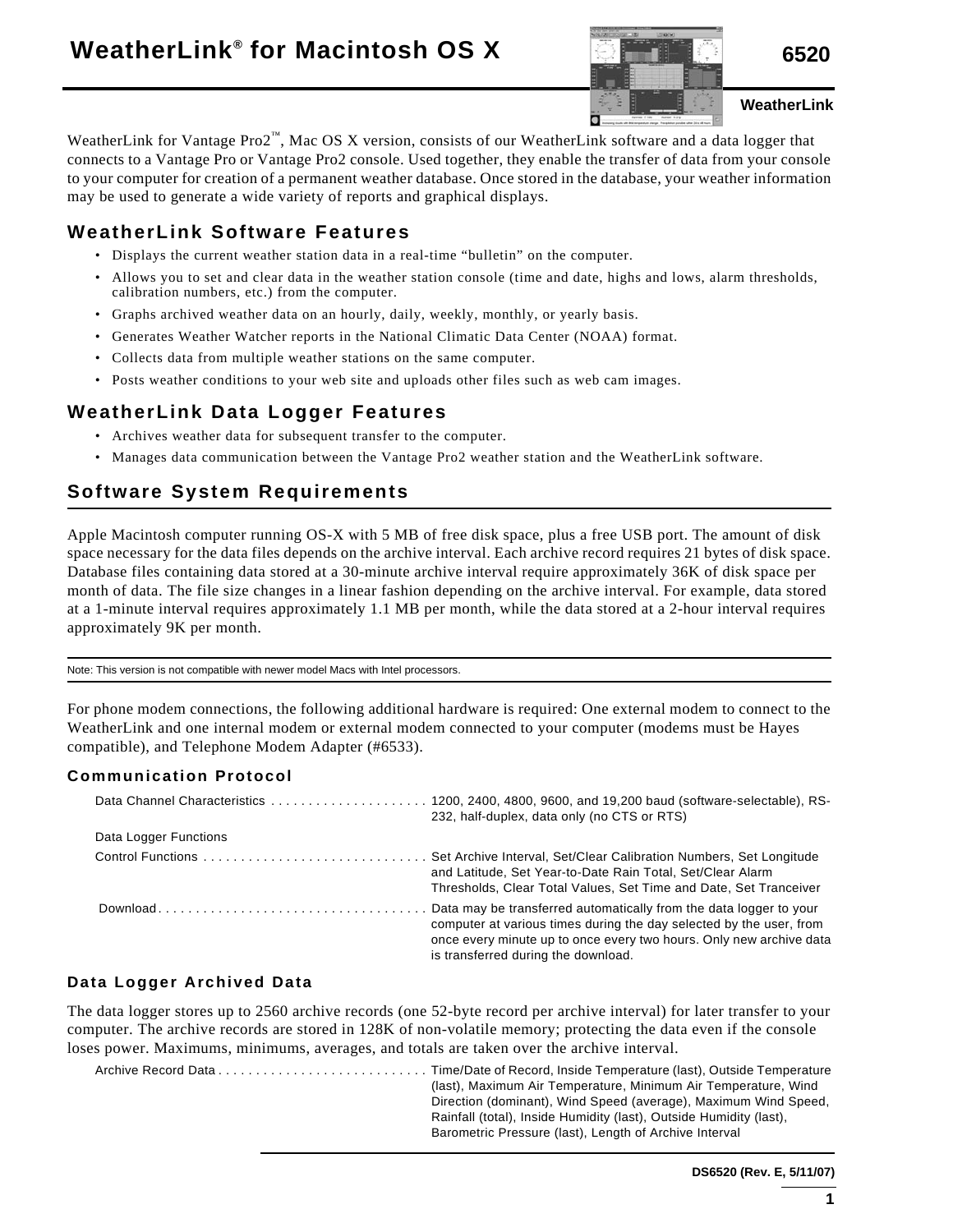# WeatherLink® for Macintosh OS X

6520

WeatherLink

WeatherLink for Vantage Pro2™, Mac OS X version, consists of our WeatherLink software and a data logger that connects to a Vantage Pro or Vantage Pro2 console. Used together, they enable the transfer of data from your console to your computer for creation of a permanent weather database. Once stored in the database, your weather information may be used to generate a wide variety of reports and graphical displays.

## WeatherLink Software Features

- Displays the current weather station data in a real-time "bulletin" on the computer.
- Allows you to set and clear data in the weather station console (time and date, highs and lows, alarm thresholds, calibration numbers, etc.) from the computer.
- Graphs archived weather data on an hourly, daily, weekly, monthly, or yearly basis.
- Generates Weather Watcher reports in the National Climatic Data Center (NOAA) format.
- Collects data from multiple weather stations on the same computer.
- Posts weather conditions to your web site and uploads other files such as web cam images.

## WeatherLink Data Logger Features

- Archives weather data for subsequent transfer to the computer.
- Manages data communication between the Vantage Pro2 weather station and the WeatherLink software.

## Software System Requirements

Apple Macintosh computer running OS-X with 5 MB of free disk space, plus a free USB port. The amount of disk space necessary for the data files depends on the archive interval. Each archive record requires 21 bytes of disk space. Database files containing data stored at a 30-minute archive interval require approximately 36K of disk space per month of data. The file size changes in a linear fashion depending on the archive interval. For example, data stored at a 1-minute interval requires approximately 1.1 MB per month, while the data stored at a 2-hour interval requires approximately 9K per month.

Note: This version is not compatible with newer model Macs with Intel processors.

For phone modem connections, the following additional hardware is required: One external modem to connect to the WeatherLink and one internal modem or external modem connected to your computer (modems must be Hayes compatible), and Telephone Modem Adapter (#6533).

### Communication Protocol

Data Channel Characteristics . . . . . 1200, 2400, 4800, 9600, and 19,200 baud (software-selectable), RS-232, half-duplex, data only (no CTS or RTS)

Data Logger Functions

Control Functions . . . . . Set Archive Interval, Set/Clear Calibration Numbers, Set Longitude and Latitude, Set Year-to-Date Rain Total, Set/Clear Alarm Thresholds, Clear Total Values, Set Time and Date, Set Tranceiver

Download . . . . . Data may be transferred automatically from the data logger to your computer at various times during the day selected by the user, from once every minute up to once every two hours. Only new archive data is transferred during the download.

### Data Logger Archived Data

The data logger stores up to 2560 archive records (one 52-byte record per archive interval) for later transfer to your computer. The archive records are stored in 128K of non-volatile memory; protecting the data even if the console loses power. Maximums, minimums, averages, and totals are taken over the archive interval.

Archive Record Data . . . . . Time/Date of Record, Inside Temperature (last), Outside Temperature (last), Maximum Air Temperature, Minimum Air Temperature, Wind Direction (dominant), Wind Speed (average), Maximum Wind Speed, Rainfall (total), Inside Humidity (last), Outside Humidity (last), Barometric Pressure (last), Length of Archive Interval

DS6520 (Rev. E, 5/11/07)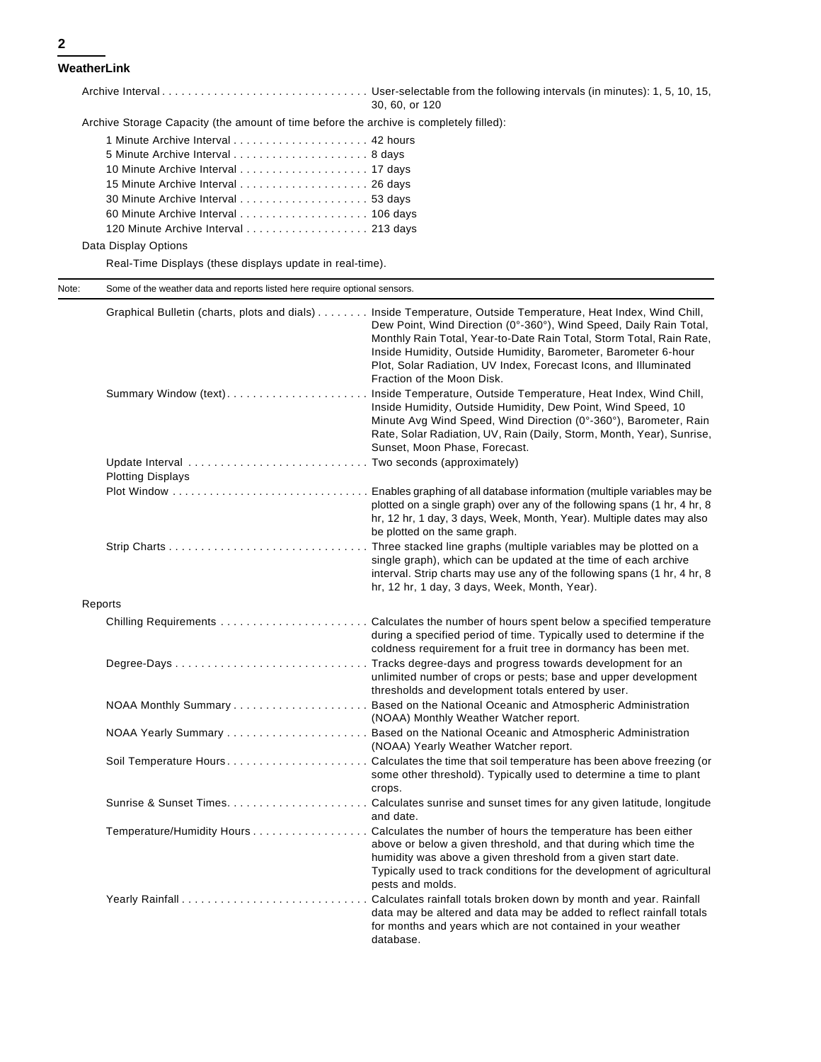| | |
|---|---|
| Archive Interval | User-selectable from the following intervals (in minutes): 1, 5, 10, 15, 30, 60, or 120 |

Archive Storage Capacity (the amount of time before the archive is completely filled):

| | |
|---|---|
| 1 Minute Archive Interval | 42 hours |
| 5 Minute Archive Interval | 8 days |
| 10 Minute Archive Interval | 17 days |
| 15 Minute Archive Interval | 26 days |
| 30 Minute Archive Interval | 53 days |
| 60 Minute Archive Interval | 106 days |
| 120 Minute Archive Interval | 213 days |

Data Display Options

Real-Time Displays (these displays update in real-time).

Note: Some of the weather data and reports listed here require optional sensors.

| | |
|---|---|
| Graphical Bulletin (charts, plots and dials) | Inside Temperature, Outside Temperature, Heat Index, Wind Chill, Dew Point, Wind Direction (0°-360°), Wind Speed, Daily Rain Total, Monthly Rain Total, Year-to-Date Rain Total, Storm Total, Rain Rate, Inside Humidity, Outside Humidity, Barometer, Barometer 6-hour Plot, Solar Radiation, UV Index, Forecast Icons, and Illuminated Fraction of the Moon Disk. |
| Summary Window (text) | Inside Temperature, Outside Temperature, Heat Index, Wind Chill, Inside Humidity, Outside Humidity, Dew Point, Wind Speed, 10 Minute Avg Wind Speed, Wind Direction (0°-360°), Barometer, Rain Rate, Solar Radiation, UV, Rain (Daily, Storm, Month, Year), Sunrise, Sunset, Moon Phase, Forecast. |
| Update Interval | Two seconds (approximately) |

Plotting Displays

| | |
|---|---|
| Plot Window | Enables graphing of all database information (multiple variables may be plotted on a single graph) over any of the following spans (1 hr, 4 hr, 8 hr, 12 hr, 1 day, 3 days, Week, Month, Year). Multiple dates may also be plotted on the same graph. |
| Strip Charts | Three stacked line graphs (multiple variables may be plotted on a single graph), which can be updated at the time of each archive interval. Strip charts may use any of the following spans (1 hr, 4 hr, 8 hr, 12 hr, 1 day, 3 days, Week, Month, Year). |

Reports

| | |
|---|---|
| Chilling Requirements | Calculates the number of hours spent below a specified temperature during a specified period of time. Typically used to determine if the coldness requirement for a fruit tree in dormancy has been met. |
| Degree-Days | Tracks degree-days and progress towards development for an unlimited number of crops or pests; base and upper development thresholds and development totals entered by user. |
| NOAA Monthly Summary | Based on the National Oceanic and Atmospheric Administration (NOAA) Monthly Weather Watcher report. |
| NOAA Yearly Summary | Based on the National Oceanic and Atmospheric Administration (NOAA) Yearly Weather Watcher report. |
| Soil Temperature Hours | Calculates the time that soil temperature has been above freezing (or some other threshold). Typically used to determine a time to plant crops. |
| Sunrise & Sunset Times | Calculates sunrise and sunset times for any given latitude, longitude and date. |
| Temperature/Humidity Hours | Calculates the number of hours the temperature has been either above or below a given threshold, and that during which time the humidity was above a given threshold from a given start date. Typically used to track conditions for the development of agricultural pests and molds. |
| Yearly Rainfall | Calculates rainfall totals broken down by month and year. Rainfall data may be altered and data may be added to reflect rainfall totals for months and years which are not contained in your weather database. |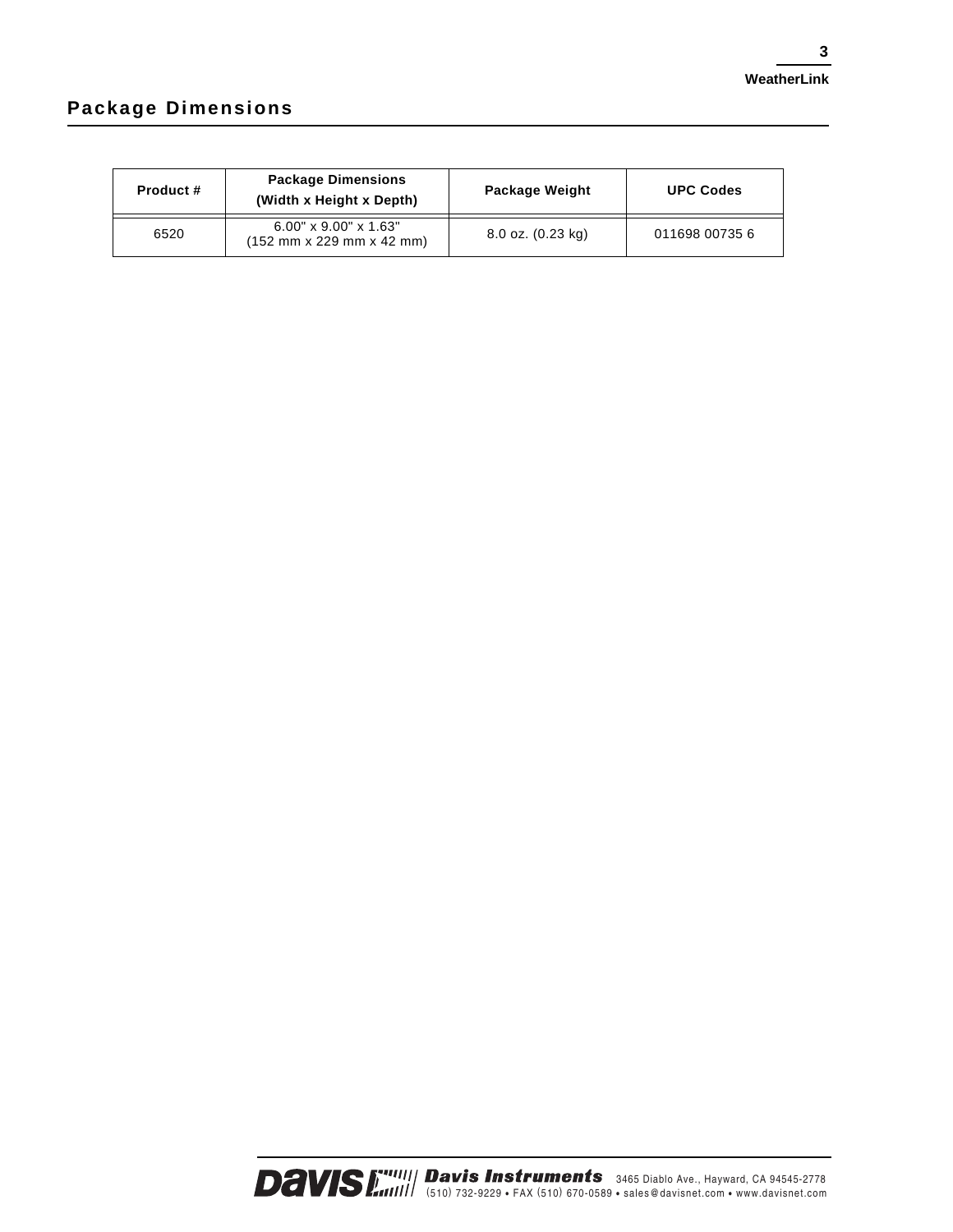## Package Dimensions

| Product # | Package Dimensions (Width x Height x Depth) | Package Weight | UPC Codes |
|---|---|---|---|
| 6520 | 6.00" x 9.00" x 1.63" (152 mm x 229 mm x 42 mm) | 8.0 oz. (0.23 kg) | 011698 00735 6 |